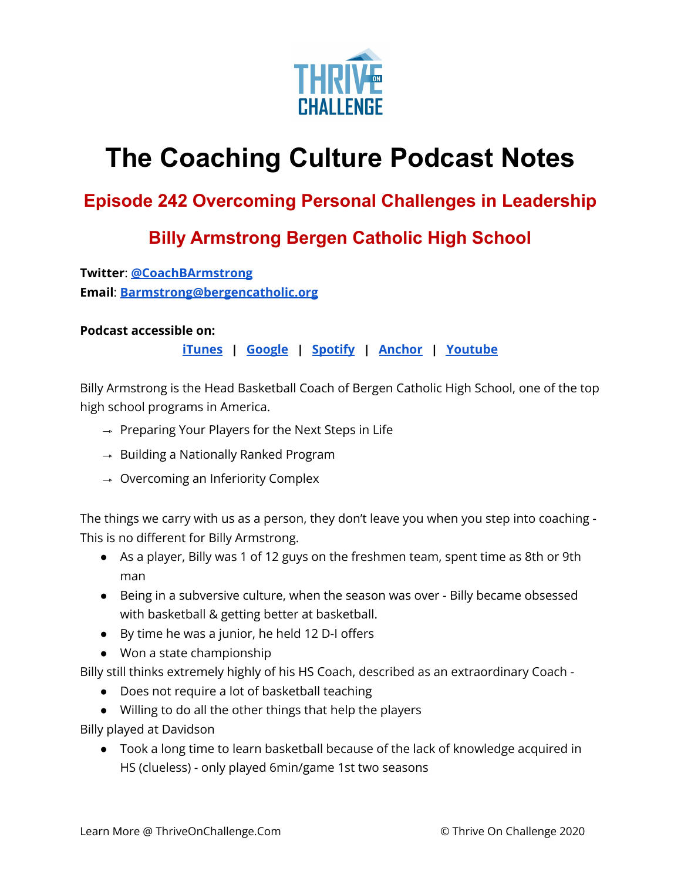# The Coaching Culture Podcast Notes

## Episode 242 Overcoming Personal Challenges in Leadership

## Billy Armstrong Bergen Catholic High School

**Twitter**: @CoachBArmstrong
**Email**: Barmstrong@bergencatholic.org

**Podcast accessible on:**

iTunes | Google | Spotify | Anchor | Youtube

Billy Armstrong is the Head Basketball Coach of Bergen Catholic High School, one of the top high school programs in America.

- Preparing Your Players for the Next Steps in Life
- Building a Nationally Ranked Program
- Overcoming an Inferiority Complex

The things we carry with us as a person, they don't leave you when you step into coaching - This is no different for Billy Armstrong.

- As a player, Billy was 1 of 12 guys on the freshmen team, spent time as 8th or 9th man
- Being in a subversive culture, when the season was over - Billy became obsessed with basketball & getting better at basketball.
- By time he was a junior, he held 12 D-I offers
- Won a state championship

Billy still thinks extremely highly of his HS Coach, described as an extraordinary Coach -

- Does not require a lot of basketball teaching
- Willing to do all the other things that help the players

Billy played at Davidson

- Took a long time to learn basketball because of the lack of knowledge acquired in HS (clueless) - only played 6min/game 1st two seasons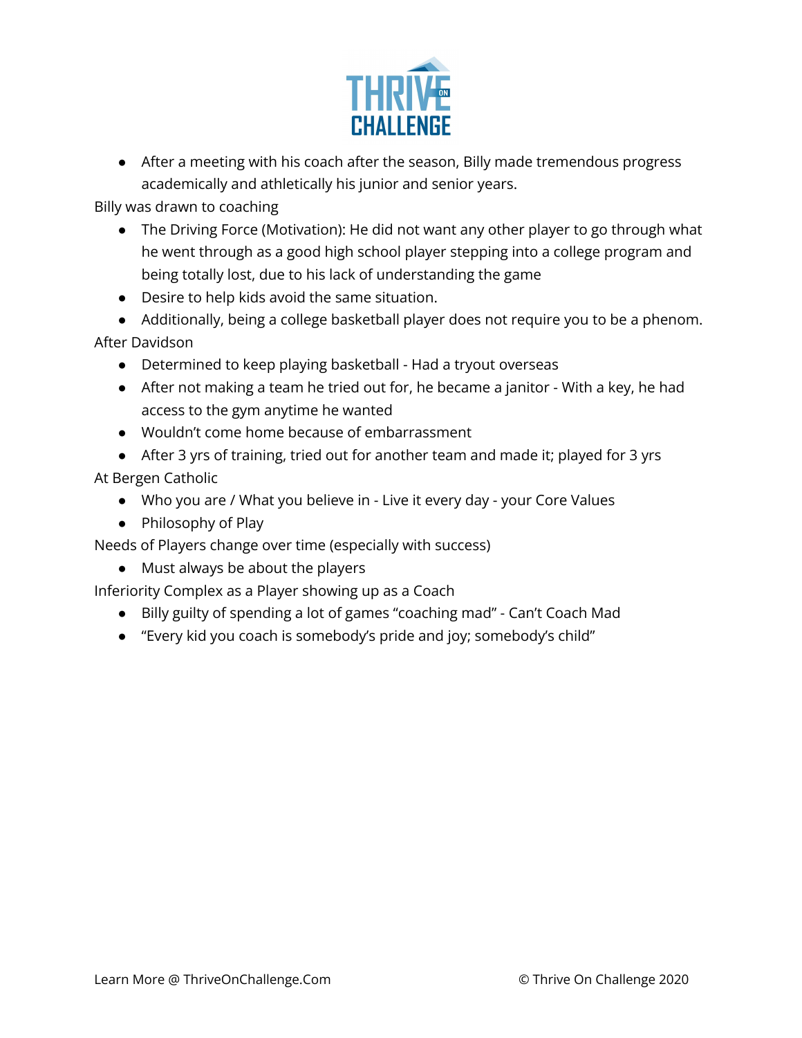- After a meeting with his coach after the season, Billy made tremendous progress academically and athletically his junior and senior years.

Billy was drawn to coaching

- The Driving Force (Motivation): He did not want any other player to go through what he went through as a good high school player stepping into a college program and being totally lost, due to his lack of understanding the game
- Desire to help kids avoid the same situation.
- Additionally, being a college basketball player does not require you to be a phenom.

After Davidson

- Determined to keep playing basketball - Had a tryout overseas
- After not making a team he tried out for, he became a janitor - With a key, he had access to the gym anytime he wanted
- Wouldn't come home because of embarrassment
- After 3 yrs of training, tried out for another team and made it; played for 3 yrs

At Bergen Catholic

- Who you are / What you believe in - Live it every day - your Core Values
- Philosophy of Play

Needs of Players change over time (especially with success)

- Must always be about the players

Inferiority Complex as a Player showing up as a Coach

- Billy guilty of spending a lot of games "coaching mad" - Can't Coach Mad
- "Every kid you coach is somebody's pride and joy; somebody's child"